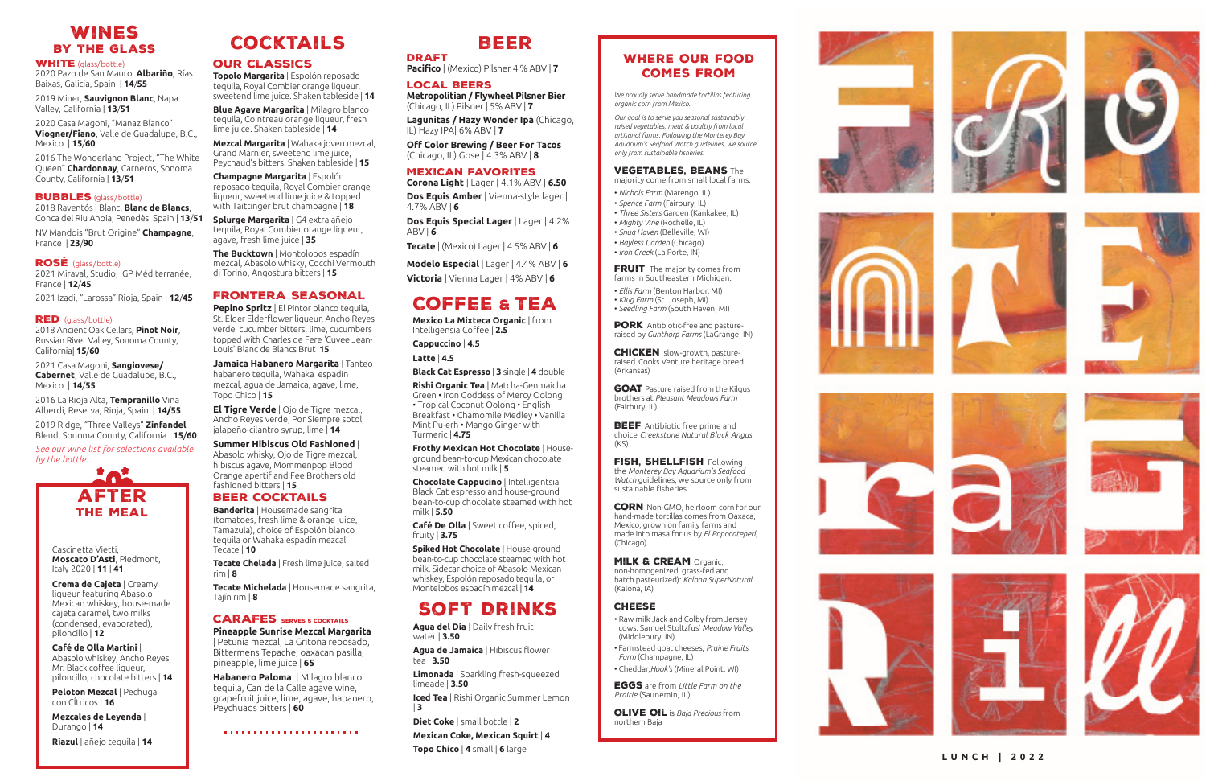# WINES BY THE GLASS

## WHITE (glass/bottle)

2020 Pazo de San Mauro, **Albariño**, Rías Baixas, Galicia, Spain | **14/55**

2019 Miner, **Sauvignon Blanc**, Napa Valley, California | **13/51**

2020 Casa Magoni, "Manaz Blanco" **Viogner/Fiano**, Valle de Guadalupe, B.C., Mexico | **15/60**

2016 The Wonderland Project, "The White Queen" **Chardonnay**, Carneros, Sonoma County, California | **13/51**

## BUBBLES (glass/bottle)

2018 Raventós i Blanc, **Blanc de Blancs**, Conca del Riu Anoia, Penedès, Spain | **13/51**

NV Mandois "Brut Origine" **Champagne**, France | **23/90**

## ROSÉ (glass/bottle)

2021 Miraval, Studio, IGP Méditerranée, France | **12/45**

2021 Izadi, "Larossa" Rioja, Spain | **12/45**

## RED (glass/bottle)

2018 Ancient Oak Cellars, **Pinot Noir**, Russian River Valley, Sonoma County, California| **15/60**

2021 Casa Magoni, **Sangiovese/ Cabernet**, Valle de Guadalupe, B.C., Mexico | **14/55**

2016 La Rioja Alta, **Temprانillo** Viña Alberdi, Reserva, Rioja, Spain | **14/55**

2019 Ridge, "Three Valleys" **Zinfandel** Blend, Sonoma County, California | **15/60**

*See our wine list for selections available by the bottle.*

# AFTER THE MEAL

Cascinetta Vietti, **Moscato D'Asti**, Piedmont, Italy 2020 | **11** | **41**

**Crema de Cajeta** | Creamy liqueur featuring Abasolo Mexican whiskey, house-made cajeta caramel, two milks (condensed, evaporated), piloncillo | **12**

**Café de Olla Martini** | Abasolo whiskey, Ancho Reyes, Mr. Black coffee liqueur, piloncillo, chocolate bitters | **14**

**Peloton Mezcal** | Pechuga con Cítricos | **16**

**Mezcales de Leyenda** | Durango | **14**

**Riazul** | añejo tequila | **14**

# COCKTAILS

## OUR CLASSICS

**Topolo Margarita** | Espolòn reposado tequila, Royal Combier orange liqueur, sweetend lime juice. Shaken tableside | **14**

**Blue Agave Margarita** | Milagro blanco tequila, Cointreau orange liqueur, fresh lime juice. Shaken tableside | **14**

**Mezcal Margarita** | Wahaka joven mezcal, Grand Marnier, sweetend lime juice, Peychaud's bitters. Shaken tableside | **15**

**Champagne Margarita** | Espolòn reposado tequila, Royal Combier orange liqueur, sweetend lime juice & topped with Taittinger brut champagne | **18**

**Splurge Margarita** | G4 extra añejo tequila, Royal Combier orange liqueur, agave, fresh lime juice | **35**

**The Bucktown** | Montolobos espadín mezcal, Abasolo whisky, Cocchi Vermouth di Torino, Angostura bitters | **15**

## FRONTERA SEASONAL

**Pepino Spritz** | El Pintor blanco tequila, St. Elder Elderflower liqueur, Ancho Reyes verde, cucumber bitters, lime, cucumbers topped with Charles de Fere 'Cuvee Jean-Louis' Blanc de Blancs Brut **15**

**Jamaica Habanero Margarita** | Tanteo habanero tequila, Wahaka espadín mezcal, agua de Jamaica, agave, lime, Topo Chico | **15**

**El Tigre Verde** | Ojo de Tigre mezcal, Ancho Reyes verde, Por Siempre sotol, jalapeño-cilantro syrup, lime | **14**

**Summer Hibiscus Old Fashioned** | Abasolo whisky, Ojo de Tigre mezcal, hibiscus agave, Mommenpop Blood Orange apertif and Fee Brothers old fashioned bitters | **15**

## BEER COCKTAILS

**Banderita** | Housemade sangrita (tomatoes, fresh lime & orange juice, Tamazula), choice of Espolòn blanco tequila or Wahaka espadín mezcal, Tecate | **10**

**Tecate Chelada** | Fresh lime juice, salted rim | **8**

**Tecate Michelada** | Housemade sangrita, Tajín rim | **8**

## CARAFES SERVES 5 COCKTAILS

**Pineapple Sunrise Mezcal Margarita** | Petunia mezcal, La Gritona reposado, Bittermens Tepache, oaxacan pasilla, pineapple, lime juice | **65**

**Habanero Paloma** | Milagro blanco tequila, Can de la Calle agave wine, grapefruit juice, lime, agave, habanero, Peychauds bitters | **60**

# BEER

## DRAFT

**Pacifico** | (Mexico) Pilsner 4 % ABV | **7**

## LOCAL BEERS

**Metropolitian / Flywheel Pilsner Bier** (Chicago, IL) Pilsner | 5% ABV | **7**

**Lagunitas / Hazy Wonder Ipa** (Chicago, IL) Hazy IPA| 6% ABV | **7**

**Off Color Brewing / Beer For Tacos** (Chicago, IL) Gose | 4.3% ABV | **8**

## MEXICAN FAVORITES

**Corona Light** | Lager | 4.1% ABV | **6.50**

**Dos Equis Amber** | Vienna-style lager | 4.7% ABV | **6**

**Dos Equis Special Lager** | Lager | 4.2% ABV | **6**

**Tecate** | (Mexico) Lager | 4.5% ABV | **6**

**Modelo Especial** | Lager | 4.4% ABV | **6**

**Victoria** | Vienna Lager | 4% ABV | **6**

# COFFEE & TEA

**Mexico La Mixteca Organic** | from Intelligensia Coffee | **2.5**

**Cappuccino** | **4.5**

**Latte** | **4.5**

**Black Cat Espresso** | **3** single | **4** double

**Rishi Organic Tea** | Matcha-Genmaicha Green • Iron Goddess of Mercy Oolong • Tropical Coconut Oolong • English Breakfast • Chamomile Medley • Vanilla Mint Pu-erh • Mango Ginger with Turmeric | **4.75**

**Frothy Mexican Hot Chocolate** | House-ground bean-to-cup Mexican chocolate steamed with hot milk | **5**

**Chocolate Cappuccino** | Intelligentsia Black Cat espresso and house-ground bean-to-cup chocolate steamed with hot milk | **5.50**

**Café De Olla** | Sweet coffee, spiced, fruity | **3.75**

**Spiked Hot Chocolate** | House-ground bean-to-cup chocolate steamed with hot milk. Sidecar choice of Abasolo Mexican whiskey, Espolòn reposado tequila, or Montelobos espadín mezcal | **14**

# SOFT DRINKS

**Agua del Día** | Daily fresh fruit water | **3.50**

**Agua de Jamaica** | Hibiscus flower tea | **3.50**

**Limonada** | Sparkling fresh-squeezed limeade | **3.50**

**Iced Tea** | Rishi Organic Summer Lemon | **3**

**Diet Coke** | small bottle | **2**

**Mexican Coke, Mexican Squirt** | **4**

**Topo Chico** | **4** small | **6** large

# WHERE OUR FOOD COMES FROM

*We proudly serve handmade tortillas featuring organic corn from Mexico.*

*Our goal is to serve you seasonal sustainably raised vegetables, meat & poultry from local artisanal farms. Following the Monterey Bay Aquarium's Seafood Watch guidelines, we source only from sustainable fisheries.*

**VEGETABLES, BEANS** The majority come from small local farms:

- *Nichols Farm* (Marengo, IL)
- *Spence Farm* (Fairbury, IL)
- *Three Sisters* Garden (Kankakee, IL)
- *Mighty Vine* (Rochelle, IL)
- *Snug Haven* (Belleville, WI)
- *Bayless Garden* (Chicago)
- *Iron Creek* (La Porte, IN)

**FRUIT** The majority comes from farms in Southeastern Michigan:

- *Ellis Farm* (Benton Harbor, MI)
- *Klug Farm* (St. Joseph, MI)
- *Seedling Farm* (South Haven, MI)

**PORK** Antibiotic-free and pasture-raised by *Gunthorp Farms* (LaGrange, IN)

**CHICKEN** slow-growth, pasture-raised Cooks Venture heritage breed (Arkansas)

**GOAT** Pasture raised from the Kilgus brothers at *Pleasant Meadows Farm* (Fairbury, IL)

**BEEF** Antibiotic free prime and choice *Creekstone Natural Black Angus* (KS)

**FISH, SHELLFISH** Following the *Monterey Bay Aquarium's Seafood Watch* guidelines, we source only from sustainable fisheries.

**CORN** Non-GMO, heirloom corn for our hand-made tortillas comes from Oaxaca, Mexico, grown on family farms and made into masa for us by *El Popocatepetl*, (Chicago)

**MILK & CREAM** Organic, non-homogenized, grass-fed and batch pasteurized): *Kalona SuperNatural* (Kalona, IA)

**CHEESE**

- Raw milk Jack and Colby from Jersey cows: Samuel Stoltzfus' *Meadow Valley* (Middlebury, IN)
- Farmstead goat cheeses, *Prairie Fruits Farm* (Champagne, IL)
- Cheddar, *Hook's* (Mineral Point, WI)

**EGGS** are from *Little Farm on the Prairie* (Saunemin, IL)

**OLIVE OIL** is *Baja Precious* from northern Baja

FRONTERA GRILL

LUNCH | 2022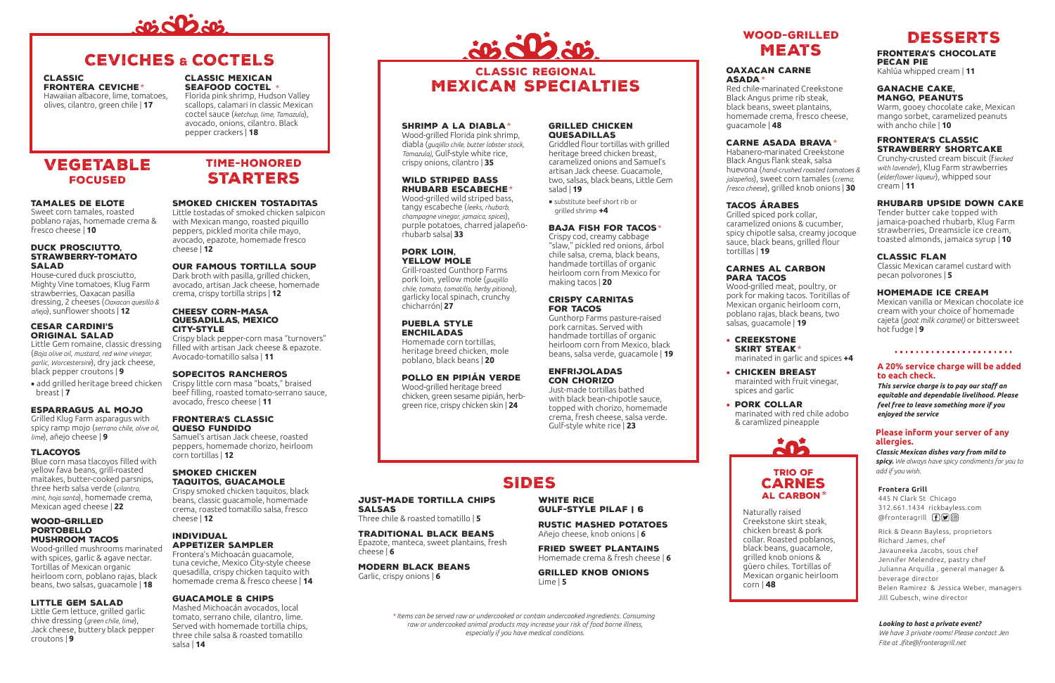# CEVICHES & COCTELS

### CLASSIC FRONTERA CEVICHE*
Hawaiian albacore, lime, tomatoes, olives, cilantro, green chile | **17**

### CLASSIC MEXICAN SEAFOOD COCTEL *
Florida pink shrimp, Hudson Valley scallops, calamari in classic Mexican coctel sauce (*ketchup, lime, Tamazula*), avocado, onions, cilantro. Black pepper crackers | **18**

# VEGETABLE FOCUSED

### TAMALES DE ELOTE
Sweet corn tamales, roasted poblano rajas, homemade crema & fresco cheese | **10**

### DUCK PROSCIUTTO, STRAWBERRY-TOMATO SALAD
House-cured duck prosciutto, Mighty Vine tomatoes, Klug Farm strawberries, Oaxacan pasilla dressing, 2 cheeses (*Oaxacan quesillo & añejo*), sunflower shoots | **12**

### CESAR CARDINI'S ORIGINAL SALAD
Little Gem romaine, classic dressing (*Baja olive oil, mustard, red wine vinegar, garlic, Worcestersire*), dry jack cheese, black pepper croutons | **9**

- add grilled heritage breed chicken breast | **7**

### ESPARRAGUS AL MOJO
Grilled Klug Farm asparagus with spicy ramp mojo (*serrano chile, olive oil, lime*), añejo cheese | **9**

### TLACOYOS
Blue corn masa tlacoyos filled with yellow fava beans, grill-roasted maitakes, butter-cooked parsnips, three herb salsa verde (*cilantro, mint, hoja santa*), homemade crema, Mexican aged cheese | **22**

### WOOD-GRILLED PORTOBELLO MUSHROOM TACOS
Wood-grilled mushrooms marinated with spices, garlic & agave nectar. Tortillas of Mexican organic heirloom corn, poblano rajas, black beans, two salsas, guacamole | **18**

### LITTLE GEM SALAD
Little Gem lettuce, grilled garlic chive dressing (*green chile, lime*), Jack cheese, buttery black pepper croutons | **9**

# TIME-HONORED STARTERS

### SMOKED CHICKEN TOSTADITAS
Little tostadas of smoked chicken salpicon with Mexican mango, roasted piquillo peppers, pickled morita chile mayo, avocado, epazote, homemade fresco cheese | **12**

### OUR FAMOUS TORTILLA SOUP
Dark broth with pasilla, grilled chicken, avocado, artisan Jack cheese, homemade crema, crispy tortilla strips | **12**

### CHEESY CORN-MASA QUESADILLAS, MEXICO CITY-STYLE
Crispy black pepper-corn masa "turnovers" filled with artisan Jack cheese & epazote. Avocado-tomatillo salsa | **11**

### SOPECITOS RANCHEROS
Crispy little corn masa "boats," braised beef filling, roasted tomato-serrano sauce, avocado, fresco cheese | **11**

### FRONTERA'S CLASSIC QUESO FUNDIDO
Samuel's artisan Jack cheese, roasted peppers, homemade chorizo, heirloom corn tortillas | **12**

### SMOKED CHICKEN TAQUITOS, GUACAMOLE
Crispy smoked chicken taquitos, black beans, classic guacamole, homemade crema, roasted tomatillo salsa, fresco cheese | **12**

### INDIVIDUAL APPETIZER SAMPLER
Frontera's Michoacán guacamole, tuna ceviche, Mexico City-style cheese quesadilla, crispy chicken taquito with homemade crema & fresco cheese | **14**

### GUACAMOLE & CHIPS
Mashed Michoacán avocados, local tomato, serrano chile, cilantro, lime. Served with homemade tortilla chips, three chile salsa & roasted tomatillo salsa | **14**

# CLASSIC REGIONAL MEXICAN SPECIALTIES

### SHRIMP A LA DIABLA*
Wood-grilled Florida pink shrimp, diabla (*guajillo chile, butter lobster stock, Tamazula*), Gulf-style white rice, crispy onions, cilantro | **35**

### WILD STRIPED BASS RHUBARB ESCABECHE*
Wood-grilled wild striped bass, tangy escabeche (*leeks, rhubarb, champagne vinegar, jamaica, spices*), purple potatoes, charred jalapeño-rhubarb salsa| **33**

### PORK LOIN, YELLOW MOLE
Grill-roasted Gunthorp Farms pork loin, yellow mole (*guajillo chile, tomato, tomatillo, herby pitiona*), garlicky local spinach, crunchy chicharrón| **27**

### PUEBLA STYLE ENCHILADAS
Homemade corn tortillas, heritage breed chicken, mole poblano, black beans | **20**

### POLLO EN PIPIÁN VERDE
Wood-grilled heritage breed chicken, green sesame pipián, herb-green rice, crispy chicken skin | **24**

### GRILLED CHICKEN QUESADILLAS
Griddled flour tortillas with grilled heritage breed chicken breast, caramelized onions and Samuel's artisan Jack cheese. Guacamole, two, salsas, black beans, Little Gem salad | **19**

- substitute beef short rib or grilled shrimp **+4**

### BAJA FISH FOR TACOS*
Crispy cod, creamy cabbage "slaw," pickled red onions, árbol chile salsa, crema, black beans, handmade tortillas of organic heirloom corn from Mexico for making tacos | **20**

### CRISPY CARNITAS FOR TACOS
Gunthorp Farms pasture-raised pork carnitas. Served with handmade tortillas of organic heirloom corn from Mexico, black beans, salsa verde, guacamole | **19**

### ENFRIJOLADAS CON CHORIZO
Just-made tortillas bathed with black bean-chipotle sauce, topped with chorizo, homemade crema, fresh cheese, salsa verde. Gulf-style white rice | **23**

# SIDES

### JUST-MADE TORTILLA CHIPS SALSAS
Three chile & roasted tomatillo | **5**

### TRADITIONAL BLACK BEANS
Epazote, manteca, sweet plantains, fresh cheese | **6**

### MODERN BLACK BEANS
Garlic, crispy onions | **6**

### WHITE RICE GULF-STYLE PILAF | 6

### RUSTIC MASHED POTATOES
Añejo cheese, knob onions | **6**

### FRIED SWEET PLANTAINS
Homemade crema & fresh cheese | **6**

### GRILLED KNOB ONIONS
Lime | **5**

*\* Items can be served raw or undercooked or contain undercooked ingredients. Consuming raw or undercooked animal products may increase your risk of food borne illness, especially if you have medical conditions.*

# WOOD-GRILLED MEATS

### OAXACAN CARNE ASADA*
Red chile-marinated Creekstone Black Angus prime rib steak, black beans, sweet plantains, homemade crema, fresco cheese, guacamole | **48**

### CARNE ASADA BRAVA*
Habanero-marinated Creekstone Black Angus flank steak, salsa huevona (*hand-crushed roasted tomatoes & jalapeños*), sweet corn tamales (*crema, fresco cheese*), grilled knob onions | **30**

### TACOS ÁRABES
Grilled spiced pork collar, caramelized onions & cucumber, spicy chipotle salsa, creamy jocoque sauce, black beans, grilled flour tortillas | **19**

### CARNES AL CARBON PARA TACOS
Wood-grilled meat, poultry, or pork for making tacos. Toritillas of Mexican organic heirloom corn, poblano rajas, black beans, two salsas, guacamole | **19**

- **CREEKSTONE SKIRT STEAK*** marinated in garlic and spices **+4**
- **CHICKEN BREAST** marainted with fruit vinegar, spices and garlic
- **PORK COLLAR** marinated with red chile adobo & caramlized pineapple

### TRIO OF CARNES AL CARBON*
Naturally raised Creekstone skirt steak, chicken breast & pork collar. Roasted poblanos, black beans, guacamole, grilled knob onions & güero chiles. Tortillas of Mexican organic heirloom corn | **48**

# DESSERTS

### FRONTERA'S CHOCOLATE PECAN PIE
Kahlúa whipped cream | **11**

### GANACHE CAKE, MANGO, PEANUTS
Warm, gooey chocolate cake, Mexican mango sorbet, caramelized peanuts with ancho chile | **10**

### FRONTERA'S CLASSIC STRAWBERRY SHORTCAKE
Crunchy-crusted cream biscuit (*flecked with lavender*), Klug Farm strawberries (*elderflower liqueur*), whipped sour cream | **11**

### RHUBARB UPSIDE DOWN CAKE
Tender butter cake topped with jamaica-poached rhubarb, Klug Farm strawberries, Dreamsicle ice cream, toasted almonds, jamaica syrup | **10**

### CLASSIC FLAN
Classic Mexican caramel custard with pecan polvorones | **8**

### HOMEMADE ICE CREAM
Mexican vanilla or Mexican chocolate ice cream with your choice of homemade cajeta (*goat milk caramel*) or bittersweet hot fudge | **9**

**A 20% service charge will be added to each check.**

***This service charge is to pay our staff an equitable and dependable livelihood. Please feel free to leave something more if you enjoyed the service***

**Please inform your server of any allergies.**

***Classic Mexican dishes vary from mild to spicy.*** *We always have spicy condiments for you to add if you wish.*

**Frontera Grill**
445 N Clark St Chicago
312.661.1434 rickbayless.com
@fronteragrill

Rick & Deann Bayless, proprietors
Richard James, chef
Javauneeka Jacobs, sous chef
Jennifer Melendrez, pastry chef
Julianna Arquilla , general manager & beverage director
Belen Ramirez & Jessica Weber, managers
Jill Gubesch, wine director

***Looking to host a private event?***
*We have 3 private rooms! Please contact Jen Fite at Jfite@fronteragrill.net*